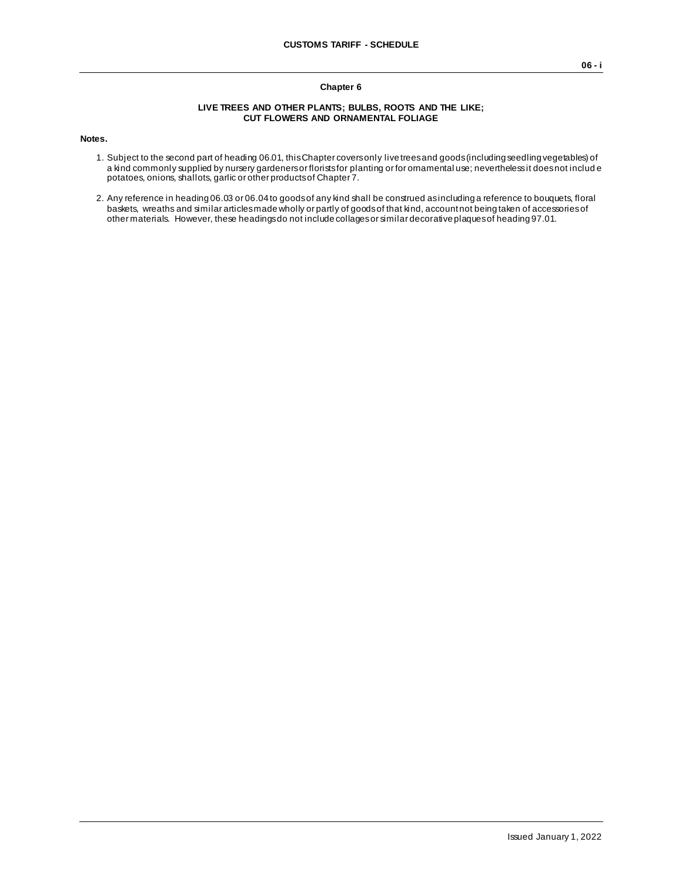## Chapter 6

### LIVE TREES AND OTHER PLANTS; BULBS, ROOTS AND THE LIKE; CUT FLOWERS AND ORNAMENTAL FOLIAGE

**Notes.**

1. Subject to the second part of heading 06.01, this Chapter covers only live trees and goods (including seedling vegetables) of a kind commonly supplied by nursery gardeners or florists for planting or for ornamental use; nevertheless it does not include potatoes, onions, shallots, garlic or other products of Chapter 7.

2. Any reference in heading 06.03 or 06.04 to goods of any kind shall be construed as including a reference to bouquets, floral baskets, wreaths and similar articles made wholly or partly of goods of that kind, account not being taken of accessories of other materials. However, these headings do not include collages or similar decorative plaques of heading 97.01.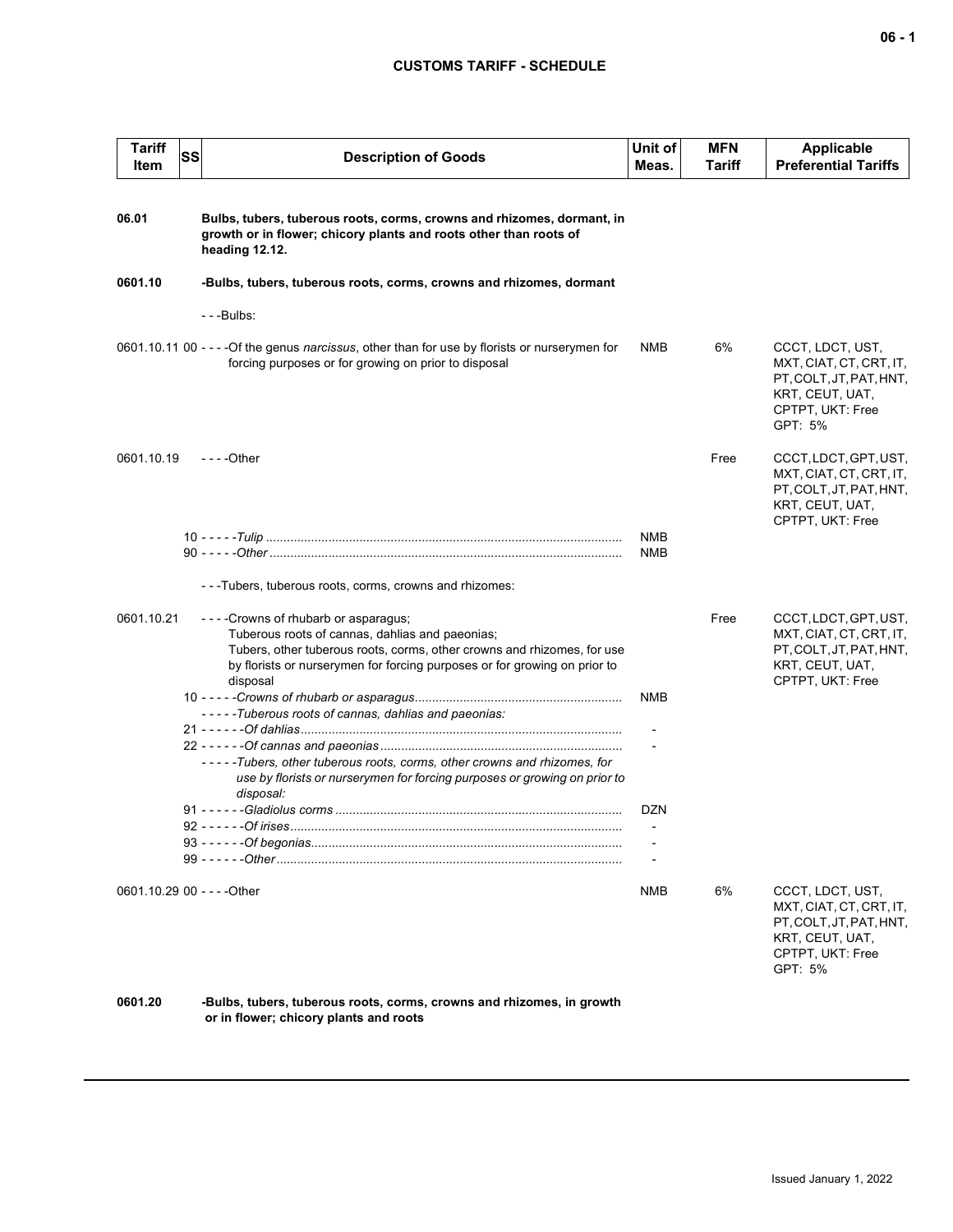| Tariff Item | SS | Description of Goods | Unit of Meas. | MFN Tariff | Applicable Preferential Tariffs |
|---|---|---|---|---|---|
| **06.01** | | **Bulbs, tubers, tuberous roots, corms, crowns and rhizomes, dormant, in growth or in flower; chicory plants and roots other than roots of heading 12.12.** | | | |
| **0601.10** | | **-Bulbs, tubers, tuberous roots, corms, crowns and rhizomes, dormant** | | | |
| | | ---Bulbs: | | | |
| 0601.10.11 | 00 | ----Of the genus *narcissus*, other than for use by florists or nurserymen for forcing purposes or for growing on prior to disposal | NMB | 6% | CCCT, LDCT, UST, MXT, CIAT, CT, CRT, IT, PT, COLT, JT, PAT, HNT, KRT, CEUT, UAT, CPTPT, UKT: Free GPT: 5% |
| 0601.10.19 | | ----Other | | Free | CCCT, LDCT, GPT, UST, MXT, CIAT, CT, CRT, IT, PT, COLT, JT, PAT, HNT, KRT, CEUT, UAT, CPTPT, UKT: Free |
| | 10 | -----*Tulip* | NMB | | |
| | 90 | -----*Other* | NMB | | |
| | | ---Tubers, tuberous roots, corms, crowns and rhizomes: | | | |
| 0601.10.21 | | ----Crowns of rhubarb or asparagus; Tuberous roots of cannas, dahlias and paeonias; Tubers, other tuberous roots, corms, other crowns and rhizomes, for use by florists or nurserymen for forcing purposes or for growing on prior to disposal | | Free | CCCT, LDCT, GPT, UST, MXT, CIAT, CT, CRT, IT, PT, COLT, JT, PAT, HNT, KRT, CEUT, UAT, CPTPT, UKT: Free |
| | 10 | -----*Crowns of rhubarb or asparagus* | NMB | | |
| | | -----*Tuberous roots of cannas, dahlias and paeonias:* | | | |
| | 21 | ------*Of dahlias* | - | | |
| | 22 | ------*Of cannas and paeonias* | - | | |
| | | -----*Tubers, other tuberous roots, corms, other crowns and rhizomes, for use by florists or nurserymen for forcing purposes or growing on prior to disposal:* | | | |
| | 91 | ------*Gladiolus corms* | DZN | | |
| | 92 | ------*Of irises* | - | | |
| | 93 | ------*Of begonias* | - | | |
| | 99 | ------*Other* | - | | |
| 0601.10.29 | 00 | ----Other | NMB | 6% | CCCT, LDCT, UST, MXT, CIAT, CT, CRT, IT, PT, COLT, JT, PAT, HNT, KRT, CEUT, UAT, CPTPT, UKT: Free GPT: 5% |
| **0601.20** | | **-Bulbs, tubers, tuberous roots, corms, crowns and rhizomes, in growth or in flower; chicory plants and roots** | | | |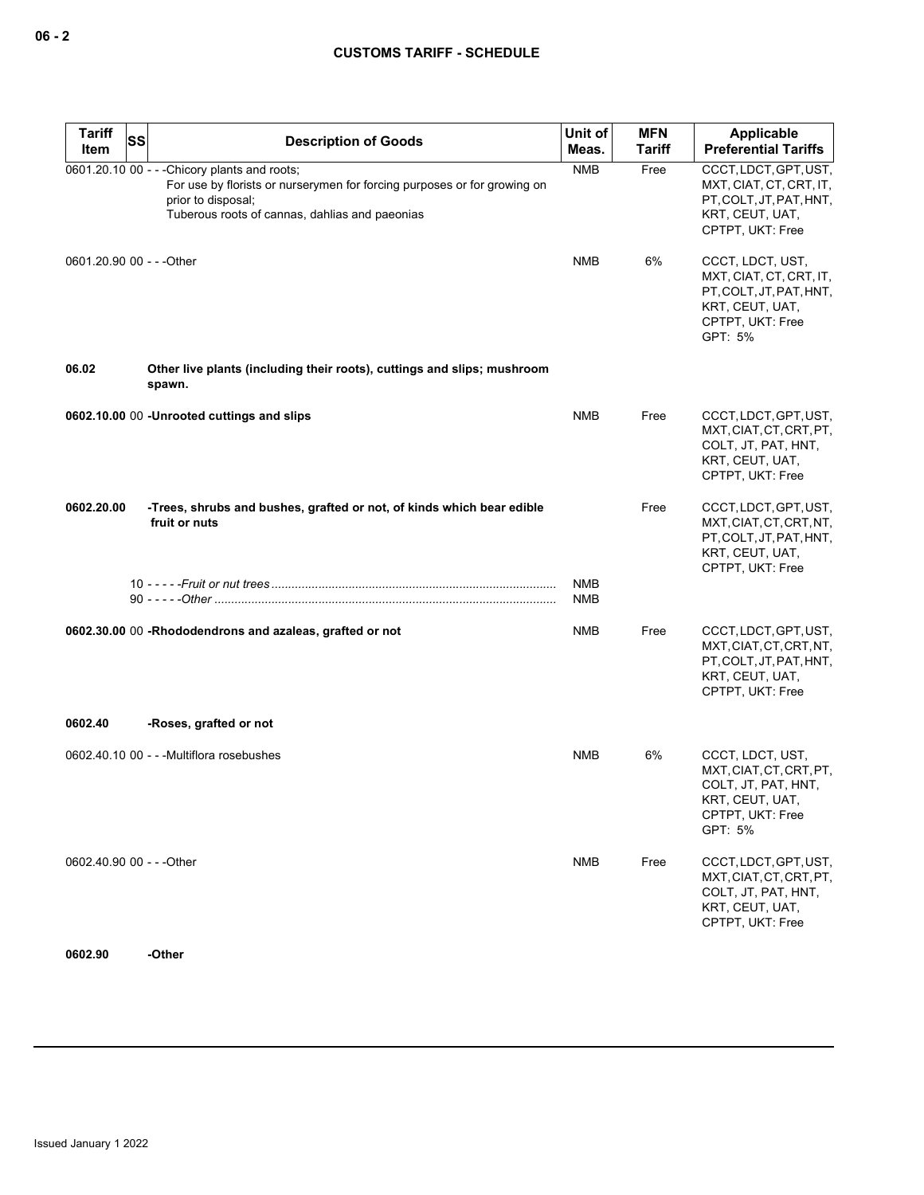| Tariff Item | SS | Description of Goods | Unit of Meas. | MFN Tariff | Applicable Preferential Tariffs |
|---|---|---|---|---|---|
| 0601.20.10 | 00 | - - -Chicory plants and roots;<br>For use by florists or nurserymen for forcing purposes or for growing on prior to disposal;<br>Tuberous roots of cannas, dahlias and paeonias | NMB | Free | CCCT, LDCT, GPT, UST, MXT, CIAT, CT, CRT, IT, PT, COLT, JT, PAT, HNT, KRT, CEUT, UAT, CPTPT, UKT: Free |
| 0601.20.90 | 00 | - - -Other | NMB | 6% | CCCT, LDCT, UST, MXT, CIAT, CT, CRT, IT, PT, COLT, JT, PAT, HNT, KRT, CEUT, UAT, CPTPT, UKT: Free<br>GPT: 5% |
| **06.02** | | **Other live plants (including their roots), cuttings and slips; mushroom spawn.** | | | |
| **0602.10.00** | 00 | **-Unrooted cuttings and slips** | NMB | Free | CCCT, LDCT, GPT, UST, MXT, CIAT, CT, CRT, PT, COLT, JT, PAT, HNT, KRT, CEUT, UAT, CPTPT, UKT: Free |
| **0602.20.00** | | **-Trees, shrubs and bushes, grafted or not, of kinds which bear edible fruit or nuts** | | Free | CCCT, LDCT, GPT, UST, MXT, CIAT, CT, CRT, NT, PT, COLT, JT, PAT, HNT, KRT, CEUT, UAT, CPTPT, UKT: Free |
| | 10 | - - - - -*Fruit or nut trees* | NMB | | |
| | 90 | - - - - -*Other* | NMB | | |
| **0602.30.00** | 00 | **-Rhododendrons and azaleas, grafted or not** | NMB | Free | CCCT, LDCT, GPT, UST, MXT, CIAT, CT, CRT, NT, PT, COLT, JT, PAT, HNT, KRT, CEUT, UAT, CPTPT, UKT: Free |
| **0602.40** | | **-Roses, grafted or not** | | | |
| 0602.40.10 | 00 | - - -Multiflora rosebushes | NMB | 6% | CCCT, LDCT, UST, MXT, CIAT, CT, CRT, PT, COLT, JT, PAT, HNT, KRT, CEUT, UAT, CPTPT, UKT: Free<br>GPT: 5% |
| 0602.40.90 | 00 | - - -Other | NMB | Free | CCCT, LDCT, GPT, UST, MXT, CIAT, CT, CRT, PT, COLT, JT, PAT, HNT, KRT, CEUT, UAT, CPTPT, UKT: Free |
| **0602.90** | | **-Other** | | | |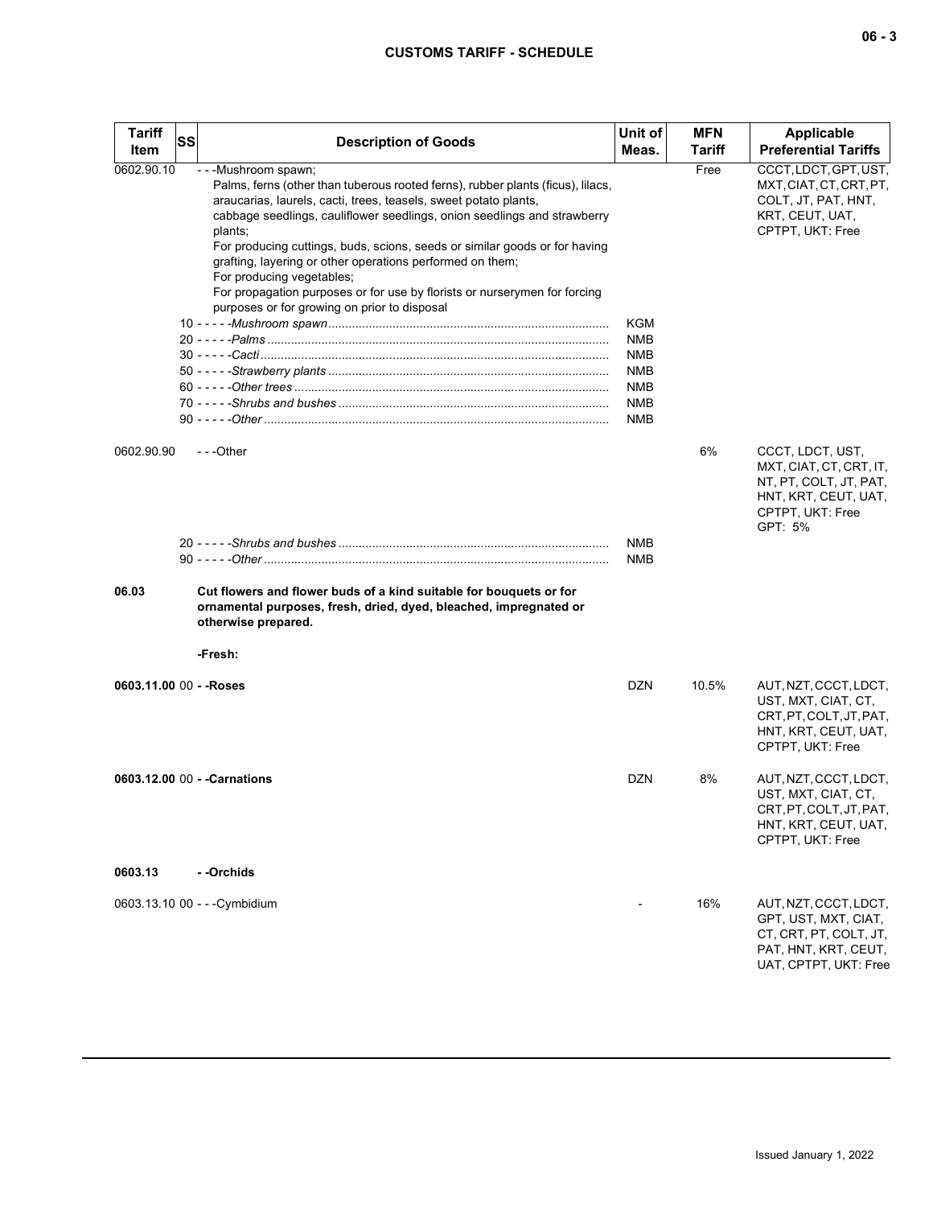| Tariff Item | SS | Description of Goods | Unit of Meas. | MFN Tariff | Applicable Preferential Tariffs |
|---|---|---|---|---|---|
| 0602.90.10 | | - - -Mushroom spawn;<br>Palms, ferns (other than tuberous rooted ferns), rubber plants (ficus), lilacs, araucarias, laurels, cacti, trees, teasels, sweet potato plants, cabbage seedlings, cauliflower seedlings, onion seedlings and strawberry plants;<br>For producing cuttings, buds, scions, seeds or similar goods or for having grafting, layering or other operations performed on them;<br>For producing vegetables;<br>For propagation purposes or for use by florists or nurserymen for forcing purposes or for growing on prior to disposal | | Free | CCCT, LDCT, GPT, UST, MXT, CIAT, CT, CRT, PT, COLT, JT, PAT, HNT, KRT, CEUT, UAT, CPTPT, UKT: Free |
| | 10 | - - - - -*Mushroom spawn* | KGM | | |
| | 20 | - - - - -*Palms* | NMB | | |
| | 30 | - - - - -*Cacti* | NMB | | |
| | 50 | - - - - -*Strawberry plants* | NMB | | |
| | 60 | - - - - -*Other trees* | NMB | | |
| | 70 | - - - - -*Shrubs and bushes* | NMB | | |
| | 90 | - - - - -*Other* | NMB | | |
| 0602.90.90 | | - - -Other | | 6% | CCCT, LDCT, UST, MXT, CIAT, CT, CRT, IT, NT, PT, COLT, JT, PAT, HNT, KRT, CEUT, UAT, CPTPT, UKT: Free<br>GPT: 5% |
| | 20 | - - - - -*Shrubs and bushes* | NMB | | |
| | 90 | - - - - -*Other* | NMB | | |
| **06.03** | | **Cut flowers and flower buds of a kind suitable for bouquets or for ornamental purposes, fresh, dried, dyed, bleached, impregnated or otherwise prepared.** | | | |
| | | **-Fresh:** | | | |
| **0603.11.00** | 00 | **- -Roses** | DZN | 10.5% | AUT, NZT, CCCT, LDCT, UST, MXT, CIAT, CT, CRT, PT, COLT, JT, PAT, HNT, KRT, CEUT, UAT, CPTPT, UKT: Free |
| **0603.12.00** | 00 | **- -Carnations** | DZN | 8% | AUT, NZT, CCCT, LDCT, UST, MXT, CIAT, CT, CRT, PT, COLT, JT, PAT, HNT, KRT, CEUT, UAT, CPTPT, UKT: Free |
| **0603.13** | | **- -Orchids** | | | |
| 0603.13.10 | 00 | - - -Cymbidium | - | 16% | AUT, NZT, CCCT, LDCT, GPT, UST, MXT, CIAT, CT, CRT, PT, COLT, JT, PAT, HNT, KRT, CEUT, UAT, CPTPT, UKT: Free |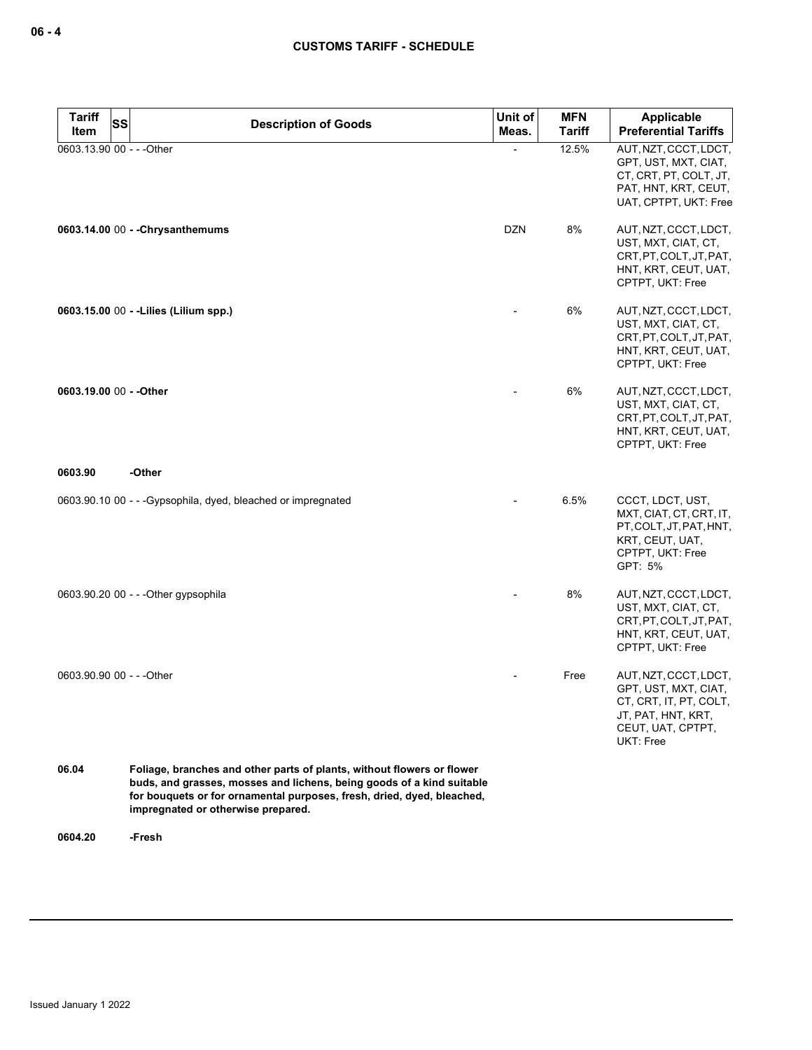| Tariff Item | SS | Description of Goods | Unit of Meas. | MFN Tariff | Applicable Preferential Tariffs |
|---|---|---|---|---|---|
| 0603.13.90 | 00 | - - -Other | - | 12.5% | AUT, NZT, CCCT, LDCT, GPT, UST, MXT, CIAT, CT, CRT, PT, COLT, JT, PAT, HNT, KRT, CEUT, UAT, CPTPT, UKT: Free |
| **0603.14.00** | 00 | **- -Chrysanthemums** | DZN | 8% | AUT, NZT, CCCT, LDCT, UST, MXT, CIAT, CT, CRT, PT, COLT, JT, PAT, HNT, KRT, CEUT, UAT, CPTPT, UKT: Free |
| **0603.15.00** | 00 | **- -Lilies (Lilium spp.)** | - | 6% | AUT, NZT, CCCT, LDCT, UST, MXT, CIAT, CT, CRT, PT, COLT, JT, PAT, HNT, KRT, CEUT, UAT, CPTPT, UKT: Free |
| **0603.19.00** | 00 | **- -Other** | - | 6% | AUT, NZT, CCCT, LDCT, UST, MXT, CIAT, CT, CRT, PT, COLT, JT, PAT, HNT, KRT, CEUT, UAT, CPTPT, UKT: Free |
| **0603.90** | | **-Other** | | | |
| 0603.90.10 | 00 | - - -Gypsophila, dyed, bleached or impregnated | - | 6.5% | CCCT, LDCT, UST, MXT, CIAT, CT, CRT, IT, PT, COLT, JT, PAT, HNT, KRT, CEUT, UAT, CPTPT, UKT: Free<br>GPT: 5% |
| 0603.90.20 | 00 | - - -Other gypsophila | - | 8% | AUT, NZT, CCCT, LDCT, UST, MXT, CIAT, CT, CRT, PT, COLT, JT, PAT, HNT, KRT, CEUT, UAT, CPTPT, UKT: Free |
| 0603.90.90 | 00 | - - -Other | - | Free | AUT, NZT, CCCT, LDCT, GPT, UST, MXT, CIAT, CT, CRT, IT, PT, COLT, JT, PAT, HNT, KRT, CEUT, UAT, CPTPT, UKT: Free |
| **06.04** | | **Foliage, branches and other parts of plants, without flowers or flower buds, and grasses, mosses and lichens, being goods of a kind suitable for bouquets or for ornamental purposes, fresh, dried, dyed, bleached, impregnated or otherwise prepared.** | | | |
| **0604.20** | | **-Fresh** | | | |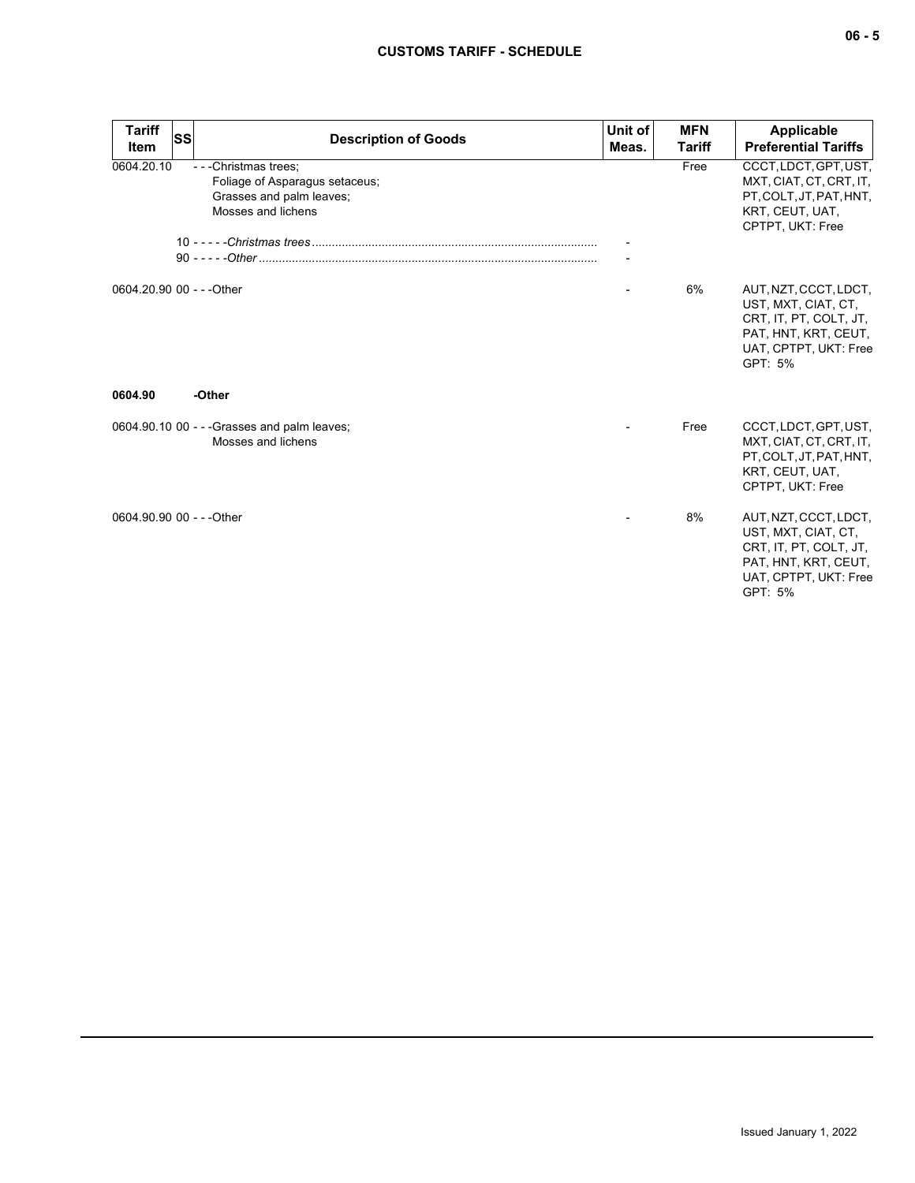| Tariff Item | SS | Description of Goods | Unit of Meas. | MFN Tariff | Applicable Preferential Tariffs |
|---|---|---|---|---|---|
| 0604.20.10 | | - - -Christmas trees;<br>Foliage of Asparagus setaceus;<br>Grasses and palm leaves;<br>Mosses and lichens | | Free | CCCT, LDCT, GPT, UST, MXT, CIAT, CT, CRT, IT, PT, COLT, JT, PAT, HNT, KRT, CEUT, UAT, CPTPT, UKT: Free |
| | 10 | - - - - -*Christmas trees* | - | | |
| | 90 | - - - - -*Other* | - | | |
| 0604.20.90 | 00 | - - -Other | - | 6% | AUT, NZT, CCCT, LDCT, UST, MXT, CIAT, CT, CRT, IT, PT, COLT, JT, PAT, HNT, KRT, CEUT, UAT, CPTPT, UKT: Free<br>GPT: 5% |
| **0604.90** | | **-Other** | | | |
| 0604.90.10 | 00 | - - -Grasses and palm leaves;<br>Mosses and lichens | - | Free | CCCT, LDCT, GPT, UST, MXT, CIAT, CT, CRT, IT, PT, COLT, JT, PAT, HNT, KRT, CEUT, UAT, CPTPT, UKT: Free |
| 0604.90.90 | 00 | - - -Other | - | 8% | AUT, NZT, CCCT, LDCT, UST, MXT, CIAT, CT, CRT, IT, PT, COLT, JT, PAT, HNT, KRT, CEUT, UAT, CPTPT, UKT: Free<br>GPT: 5% |